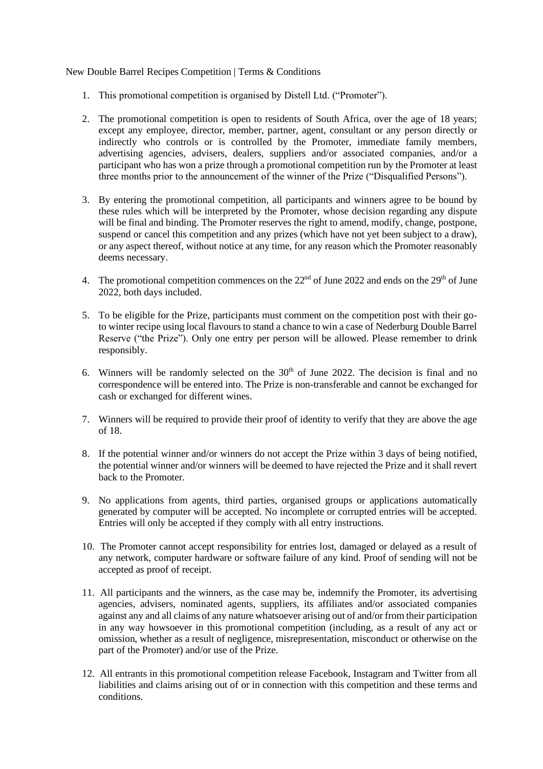New Double Barrel Recipes Competition | Terms & Conditions

1. This promotional competition is organised by Distell Ltd. ("Promoter").

2. The promotional competition is open to residents of South Africa, over the age of 18 years; except any employee, director, member, partner, agent, consultant or any person directly or indirectly who controls or is controlled by the Promoter, immediate family members, advertising agencies, advisers, dealers, suppliers and/or associated companies, and/or a participant who has won a prize through a promotional competition run by the Promoter at least three months prior to the announcement of the winner of the Prize ("Disqualified Persons").

3. By entering the promotional competition, all participants and winners agree to be bound by these rules which will be interpreted by the Promoter, whose decision regarding any dispute will be final and binding. The Promoter reserves the right to amend, modify, change, postpone, suspend or cancel this competition and any prizes (which have not yet been subject to a draw), or any aspect thereof, without notice at any time, for any reason which the Promoter reasonably deems necessary.

4. The promotional competition commences on the 22nd of June 2022 and ends on the 29th of June 2022, both days included.

5. To be eligible for the Prize, participants must comment on the competition post with their go-to winter recipe using local flavours to stand a chance to win a case of Nederburg Double Barrel Reserve ("the Prize"). Only one entry per person will be allowed. Please remember to drink responsibly.

6. Winners will be randomly selected on the 30th of June 2022. The decision is final and no correspondence will be entered into. The Prize is non-transferable and cannot be exchanged for cash or exchanged for different wines.

7. Winners will be required to provide their proof of identity to verify that they are above the age of 18.

8. If the potential winner and/or winners do not accept the Prize within 3 days of being notified, the potential winner and/or winners will be deemed to have rejected the Prize and it shall revert back to the Promoter.

9. No applications from agents, third parties, organised groups or applications automatically generated by computer will be accepted. No incomplete or corrupted entries will be accepted. Entries will only be accepted if they comply with all entry instructions.

10. The Promoter cannot accept responsibility for entries lost, damaged or delayed as a result of any network, computer hardware or software failure of any kind. Proof of sending will not be accepted as proof of receipt.

11. All participants and the winners, as the case may be, indemnify the Promoter, its advertising agencies, advisers, nominated agents, suppliers, its affiliates and/or associated companies against any and all claims of any nature whatsoever arising out of and/or from their participation in any way howsoever in this promotional competition (including, as a result of any act or omission, whether as a result of negligence, misrepresentation, misconduct or otherwise on the part of the Promoter) and/or use of the Prize.

12. All entrants in this promotional competition release Facebook, Instagram and Twitter from all liabilities and claims arising out of or in connection with this competition and these terms and conditions.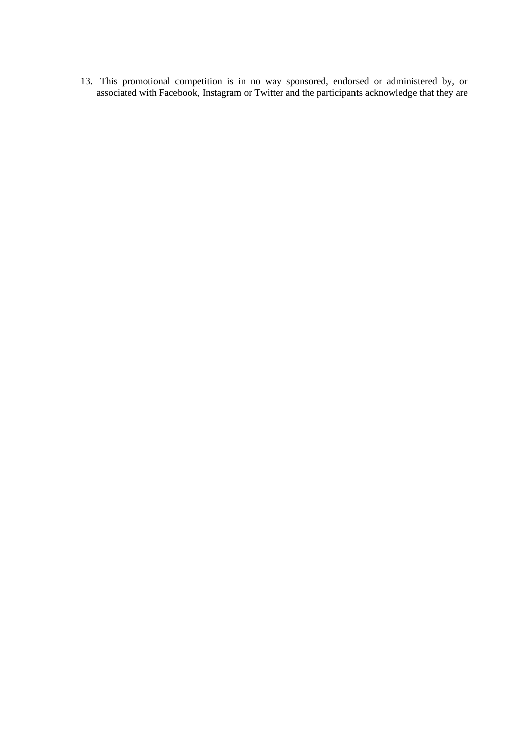13. This promotional competition is in no way sponsored, endorsed or administered by, or associated with Facebook, Instagram or Twitter and the participants acknowledge that they are